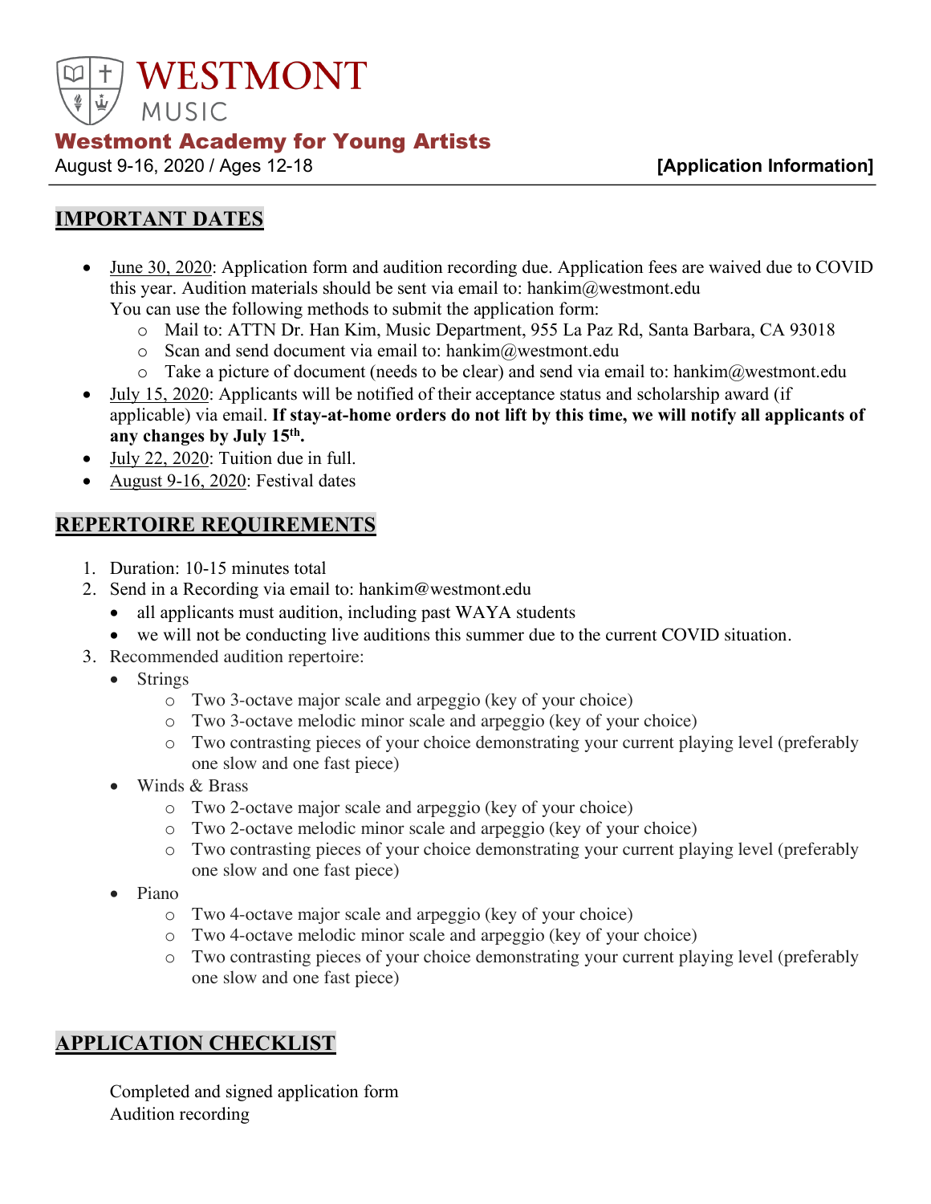# WESTMONT MUSIC

## Westmont Academy for Young Artists

August 9-16, 2020 / Ages 12-18 **[Application Information]**

## IMPORTANT DATES

- June 30, 2020: Application form and audition recording due. Application fees are waived due to COVID this year. Audition materials should be sent via email to: hankim@westmont.edu
  You can use the following methods to submit the application form:
  - Mail to: ATTN Dr. Han Kim, Music Department, 955 La Paz Rd, Santa Barbara, CA 93018
  - Scan and send document via email to: hankim@westmont.edu
  - Take a picture of document (needs to be clear) and send via email to: hankim@westmont.edu
- July 15, 2020: Applicants will be notified of their acceptance status and scholarship award (if applicable) via email. **If stay-at-home orders do not lift by this time, we will notify all applicants of any changes by July 15th.**
- July 22, 2020: Tuition due in full.
- August 9-16, 2020: Festival dates

## REPERTOIRE REQUIREMENTS

1. Duration: 10-15 minutes total
2. Send in a Recording via email to: hankim@westmont.edu
   - all applicants must audition, including past WAYA students
   - we will not be conducting live auditions this summer due to the current COVID situation.
3. Recommended audition repertoire:
   - Strings
     - Two 3-octave major scale and arpeggio (key of your choice)
     - Two 3-octave melodic minor scale and arpeggio (key of your choice)
     - Two contrasting pieces of your choice demonstrating your current playing level (preferably one slow and one fast piece)
   - Winds & Brass
     - Two 2-octave major scale and arpeggio (key of your choice)
     - Two 2-octave melodic minor scale and arpeggio (key of your choice)
     - Two contrasting pieces of your choice demonstrating your current playing level (preferably one slow and one fast piece)
   - Piano
     - Two 4-octave major scale and arpeggio (key of your choice)
     - Two 4-octave melodic minor scale and arpeggio (key of your choice)
     - Two contrasting pieces of your choice demonstrating your current playing level (preferably one slow and one fast piece)

## APPLICATION CHECKLIST

Completed and signed application form
Audition recording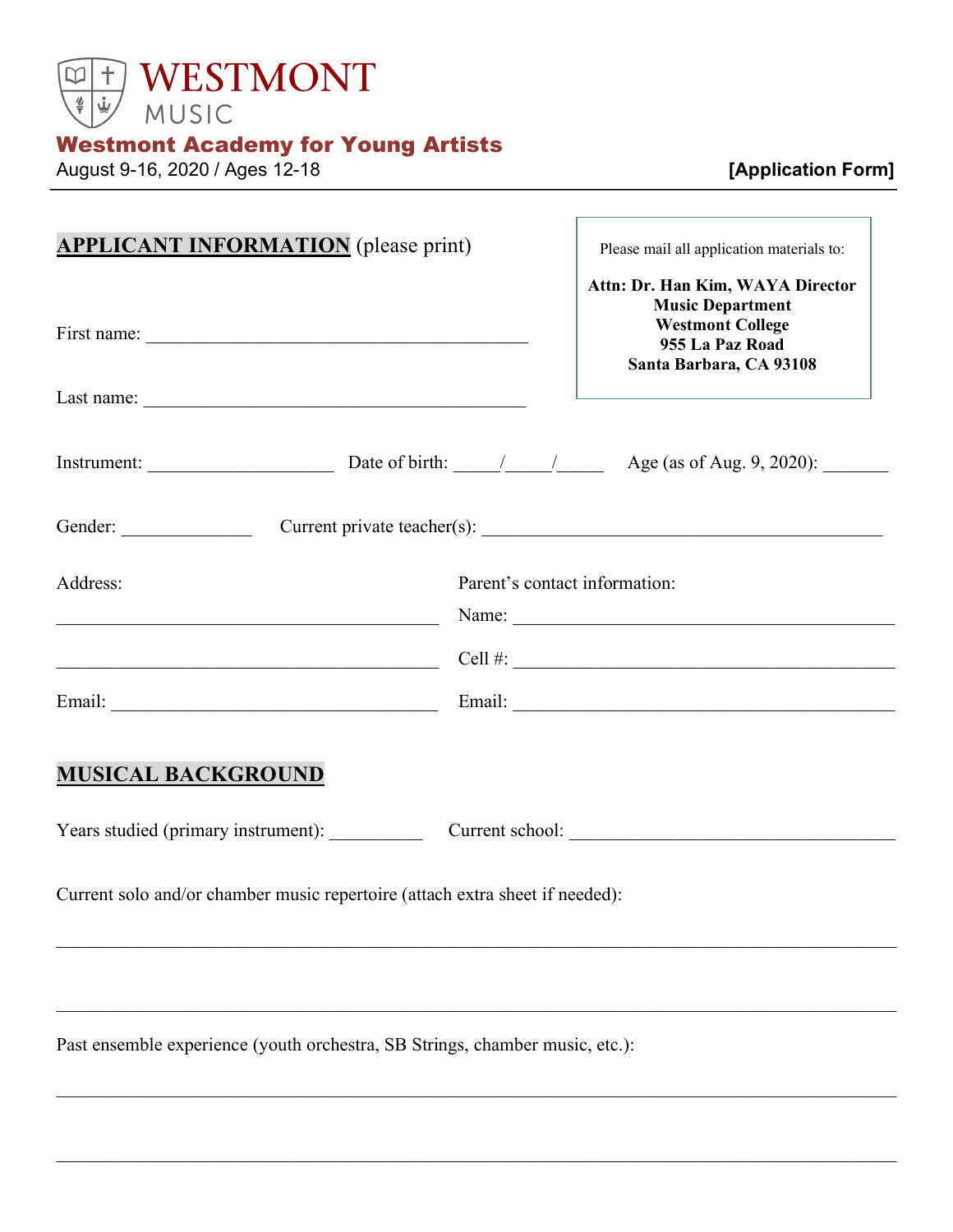# WESTMONT
MUSIC

## Westmont Academy for Young Artists

August 9-16, 2020 / Ages 12-18 **[Application Form]**

---

Please mail all application materials to:

**Attn: Dr. Han Kim, WAYA Director**
**Music Department**
**Westmont College**
**955 La Paz Road**
**Santa Barbara, CA 93108**

## APPLICANT INFORMATION (please print)

First name: ________________________________________

Last name: ________________________________________

Instrument: ____________________ Date of birth: _____/_____/_____ Age (as of Aug. 9, 2020): _______

Gender: ______________ Current private teacher(s): ____________________________________________

Address:

________________________________________

________________________________________

Email: ____________________________________

Parent's contact information:

Name: ________________________________________

Cell #: ________________________________________

Email: ________________________________________

## MUSICAL BACKGROUND

Years studied (primary instrument): __________ Current school: ____________________________________

Current solo and/or chamber music repertoire (attach extra sheet if needed):

________________________________________________________________________________

________________________________________________________________________________

Past ensemble experience (youth orchestra, SB Strings, chamber music, etc.):

________________________________________________________________________________

________________________________________________________________________________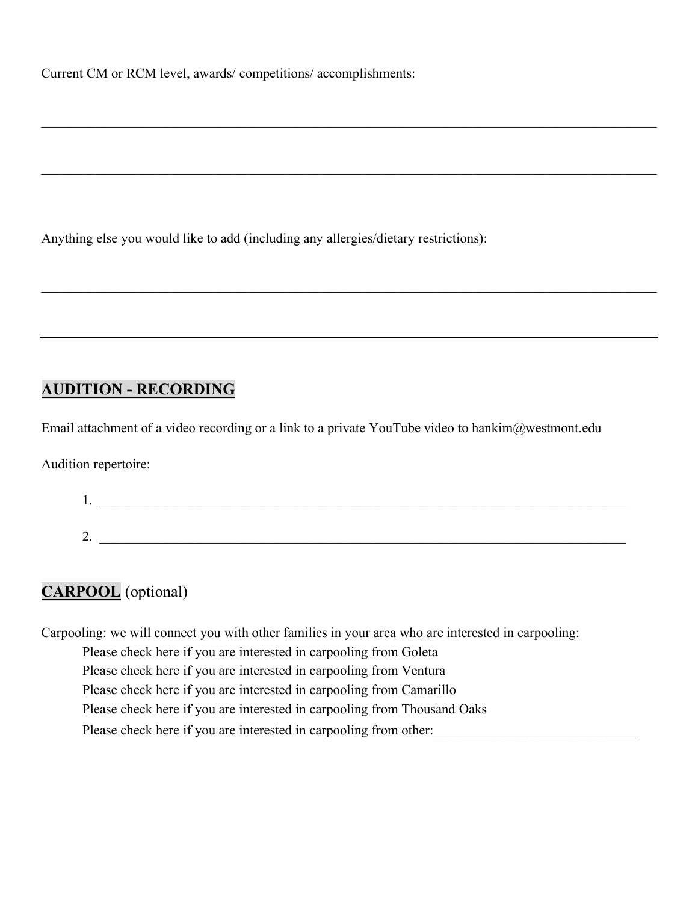Current CM or RCM level, awards/ competitions/ accomplishments:

______________________________________________________________________________________

______________________________________________________________________________________

Anything else you would like to add (including any allergies/dietary restrictions):

______________________________________________________________________________________

______________________________________________________________________________________

## AUDITION - RECORDING

Email attachment of a video recording or a link to a private YouTube video to hankim@westmont.edu

Audition repertoire:

1. ______________________________________________________________________________
2. ______________________________________________________________________________

## CARPOOL (optional)

Carpooling: we will connect you with other families in your area who are interested in carpooling:

- Please check here if you are interested in carpooling from Goleta
- Please check here if you are interested in carpooling from Ventura
- Please check here if you are interested in carpooling from Camarillo
- Please check here if you are interested in carpooling from Thousand Oaks
- Please check here if you are interested in carpooling from other:_____________________________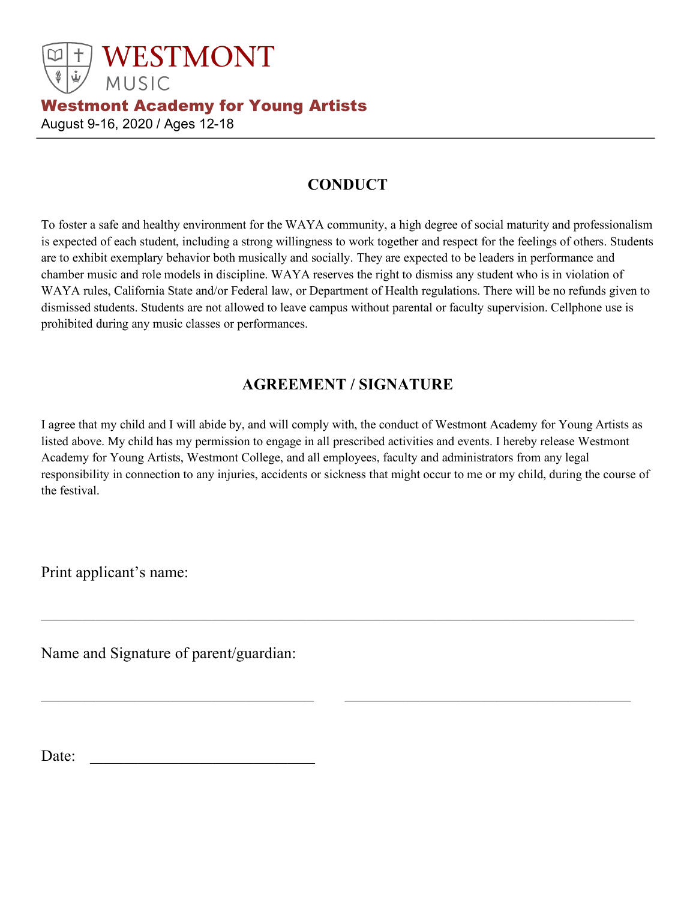WESTMONT
MUSIC

**Westmont Academy for Young Artists**

August 9-16, 2020 / Ages 12-18

---

## CONDUCT

To foster a safe and healthy environment for the WAYA community, a high degree of social maturity and professionalism is expected of each student, including a strong willingness to work together and respect for the feelings of others. Students are to exhibit exemplary behavior both musically and socially. They are expected to be leaders in performance and chamber music and role models in discipline. WAYA reserves the right to dismiss any student who is in violation of WAYA rules, California State and/or Federal law, or Department of Health regulations. There will be no refunds given to dismissed students. Students are not allowed to leave campus without parental or faculty supervision. Cellphone use is prohibited during any music classes or performances.

## AGREEMENT / SIGNATURE

I agree that my child and I will abide by, and will comply with, the conduct of Westmont Academy for Young Artists as listed above. My child has my permission to engage in all prescribed activities and events. I hereby release Westmont Academy for Young Artists, Westmont College, and all employees, faculty and administrators from any legal responsibility in connection to any injuries, accidents or sickness that might occur to me or my child, during the course of the festival.

Print applicant's name:

_______________________________________________________________________________

Name and Signature of parent/guardian:

____________________________________ ____________________________________

Date: ______________________________